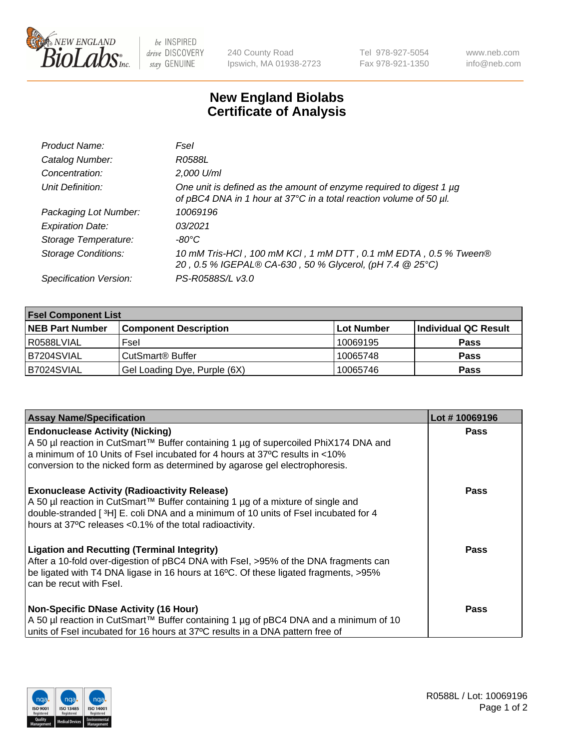# New England Biolabs Certificate of Analysis

| | |
|---|---|
| *Product Name:* | *FseI* |
| *Catalog Number:* | *R0588L* |
| *Concentration:* | *2,000 U/ml* |
| *Unit Definition:* | *One unit is defined as the amount of enzyme required to digest 1 µg of pBC4 DNA in 1 hour at 37°C in a total reaction volume of 50 µl.* |
| *Packaging Lot Number:* | *10069196* |
| *Expiration Date:* | *03/2021* |
| *Storage Temperature:* | *-80°C* |
| *Storage Conditions:* | *10 mM Tris-HCl , 100 mM KCl , 1 mM DTT , 0.1 mM EDTA , 0.5 % Tween® 20 , 0.5 % IGEPAL® CA-630 , 50 % Glycerol, (pH 7.4 @ 25°C)* |
| *Specification Version:* | *PS-R0588S/L v3.0* |

| FseI Component List | | | |
|---|---|---|---|
| **NEB Part Number** | **Component Description** | **Lot Number** | **Individual QC Result** |
| R0588LVIAL | FseI | 10069195 | **Pass** |
| B7204SVIAL | CutSmart® Buffer | 10065748 | **Pass** |
| B7024SVIAL | Gel Loading Dye, Purple (6X) | 10065746 | **Pass** |

| Assay Name/Specification | Lot # 10069196 |
|---|---|
| **Endonuclease Activity (Nicking)** A 50 µl reaction in CutSmart™ Buffer containing 1 µg of supercoiled PhiX174 DNA and a minimum of 10 Units of FseI incubated for 4 hours at 37ºC results in <10% conversion to the nicked form as determined by agarose gel electrophoresis. | **Pass** |
| **Exonuclease Activity (Radioactivity Release)** A 50 µl reaction in CutSmart™ Buffer containing 1 µg of a mixture of single and double-stranded [ $^{3}$H] E. coli DNA and a minimum of 10 units of FseI incubated for 4 hours at 37ºC releases <0.1% of the total radioactivity. | **Pass** |
| **Ligation and Recutting (Terminal Integrity)** After a 10-fold over-digestion of pBC4 DNA with FseI, >95% of the DNA fragments can be ligated with T4 DNA ligase in 16 hours at 16ºC. Of these ligated fragments, >95% can be recut with FseI. | **Pass** |
| **Non-Specific DNase Activity (16 Hour)** A 50 µl reaction in CutSmart™ Buffer containing 1 µg of pBC4 DNA and a minimum of 10 units of FseI incubated for 16 hours at 37ºC results in a DNA pattern free of | **Pass** |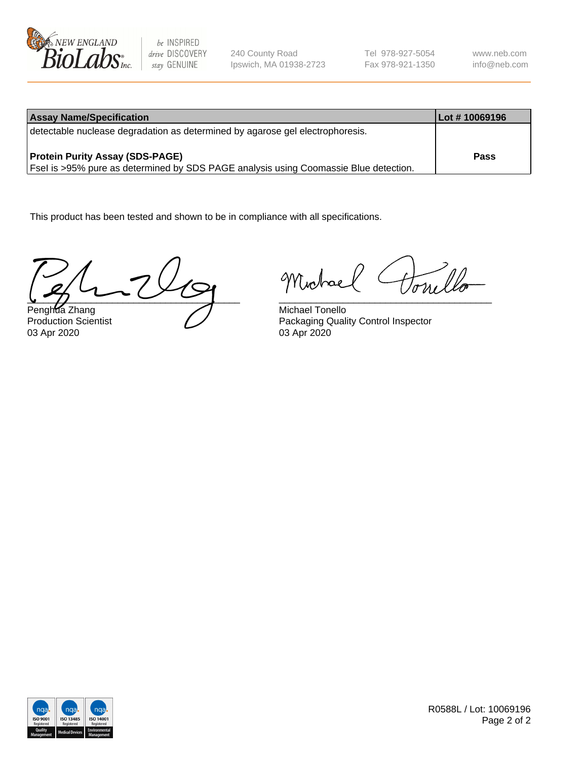| Assay Name/Specification | Lot # 10069196 |
| --- | --- |
| detectable nuclease degradation as determined by agarose gel electrophoresis. | |
| **Protein Purity Assay (SDS-PAGE)**<br>FseI is >95% pure as determined by SDS PAGE analysis using Coomassie Blue detection. | **Pass** |

This product has been tested and shown to be in compliance with all specifications.

Penghua Zhang
Production Scientist
03 Apr 2020

Michael Tonello
Packaging Quality Control Inspector
03 Apr 2020

R0588L / Lot: 10069196